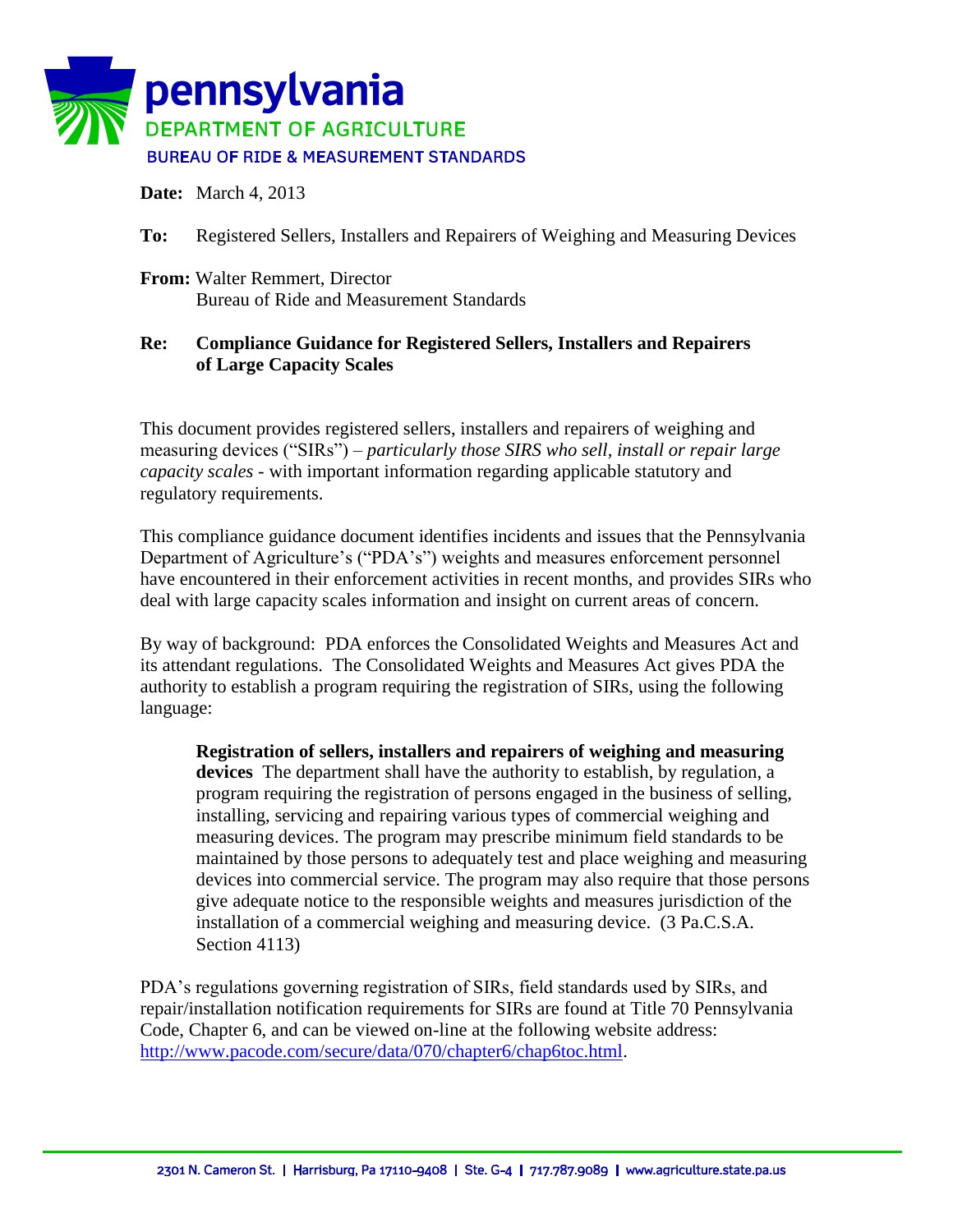**pennsylvania**
DEPARTMENT OF AGRICULTURE
BUREAU OF RIDE & MEASUREMENT STANDARDS

**Date:** March 4, 2013

**To:** Registered Sellers, Installers and Repairers of Weighing and Measuring Devices

**From:** Walter Remmert, Director
Bureau of Ride and Measurement Standards

**Re: Compliance Guidance for Registered Sellers, Installers and Repairers of Large Capacity Scales**

This document provides registered sellers, installers and repairers of weighing and measuring devices ("SIRs") – *particularly those SIRS who sell, install or repair large capacity scales* - with important information regarding applicable statutory and regulatory requirements.

This compliance guidance document identifies incidents and issues that the Pennsylvania Department of Agriculture's ("PDA's") weights and measures enforcement personnel have encountered in their enforcement activities in recent months, and provides SIRs who deal with large capacity scales information and insight on current areas of concern.

By way of background: PDA enforces the Consolidated Weights and Measures Act and its attendant regulations. The Consolidated Weights and Measures Act gives PDA the authority to establish a program requiring the registration of SIRs, using the following language:

> **Registration of sellers, installers and repairers of weighing and measuring devices** The department shall have the authority to establish, by regulation, a program requiring the registration of persons engaged in the business of selling, installing, servicing and repairing various types of commercial weighing and measuring devices. The program may prescribe minimum field standards to be maintained by those persons to adequately test and place weighing and measuring devices into commercial service. The program may also require that those persons give adequate notice to the responsible weights and measures jurisdiction of the installation of a commercial weighing and measuring device. (3 Pa.C.S.A. Section 4113)

PDA's regulations governing registration of SIRs, field standards used by SIRs, and repair/installation notification requirements for SIRs are found at Title 70 Pennsylvania Code, Chapter 6, and can be viewed on-line at the following website address: http://www.pacode.com/secure/data/070/chapter6/chap6toc.html.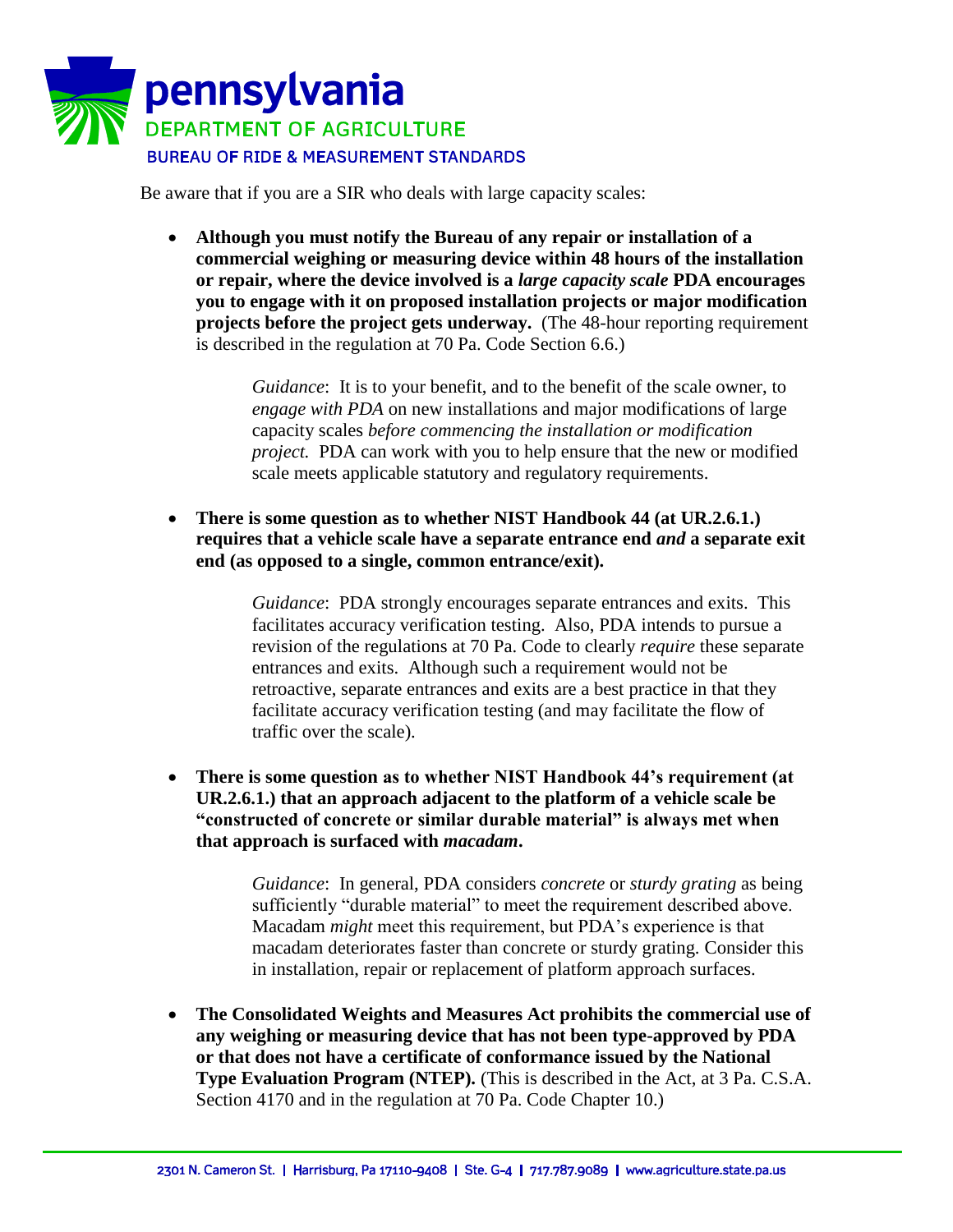Be aware that if you are a SIR who deals with large capacity scales:

- **Although you must notify the Bureau of any repair or installation of a commercial weighing or measuring device within 48 hours of the installation or repair, where the device involved is a *large capacity scale* PDA encourages you to engage with it on proposed installation projects or major modification projects before the project gets underway.** (The 48-hour reporting requirement is described in the regulation at 70 Pa. Code Section 6.6.)

  > *Guidance*: It is to your benefit, and to the benefit of the scale owner, to *engage with PDA* on new installations and major modifications of large capacity scales *before commencing the installation or modification project.* PDA can work with you to help ensure that the new or modified scale meets applicable statutory and regulatory requirements.

- **There is some question as to whether NIST Handbook 44 (at UR.2.6.1.) requires that a vehicle scale have a separate entrance end *and* a separate exit end (as opposed to a single, common entrance/exit).**

  > *Guidance*: PDA strongly encourages separate entrances and exits. This facilitates accuracy verification testing. Also, PDA intends to pursue a revision of the regulations at 70 Pa. Code to clearly *require* these separate entrances and exits. Although such a requirement would not be retroactive, separate entrances and exits are a best practice in that they facilitate accuracy verification testing (and may facilitate the flow of traffic over the scale).

- **There is some question as to whether NIST Handbook 44's requirement (at UR.2.6.1.) that an approach adjacent to the platform of a vehicle scale be "constructed of concrete or similar durable material" is always met when that approach is surfaced with *macadam*.**

  > *Guidance*: In general, PDA considers *concrete* or *sturdy grating* as being sufficiently "durable material" to meet the requirement described above. Macadam *might* meet this requirement, but PDA's experience is that macadam deteriorates faster than concrete or sturdy grating. Consider this in installation, repair or replacement of platform approach surfaces.

- **The Consolidated Weights and Measures Act prohibits the commercial use of any weighing or measuring device that has not been type-approved by PDA or that does not have a certificate of conformance issued by the National Type Evaluation Program (NTEP).** (This is described in the Act, at 3 Pa. C.S.A. Section 4170 and in the regulation at 70 Pa. Code Chapter 10.)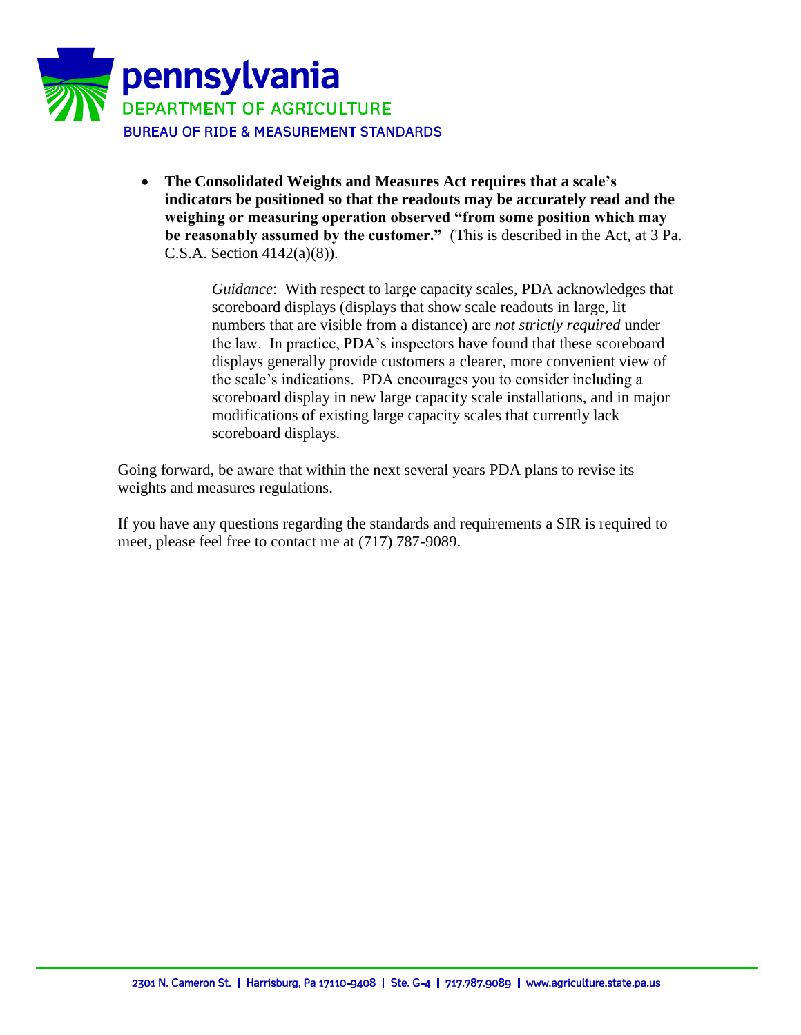- **The Consolidated Weights and Measures Act requires that a scale's indicators be positioned so that the readouts may be accurately read and the weighing or measuring operation observed "from some position which may be reasonably assumed by the customer."** (This is described in the Act, at 3 Pa. C.S.A. Section 4142(a)(8)).

  *Guidance*: With respect to large capacity scales, PDA acknowledges that scoreboard displays (displays that show scale readouts in large, lit numbers that are visible from a distance) are *not strictly required* under the law. In practice, PDA's inspectors have found that these scoreboard displays generally provide customers a clearer, more convenient view of the scale's indications. PDA encourages you to consider including a scoreboard display in new large capacity scale installations, and in major modifications of existing large capacity scales that currently lack scoreboard displays.

Going forward, be aware that within the next several years PDA plans to revise its weights and measures regulations.

If you have any questions regarding the standards and requirements a SIR is required to meet, please feel free to contact me at (717) 787-9089.